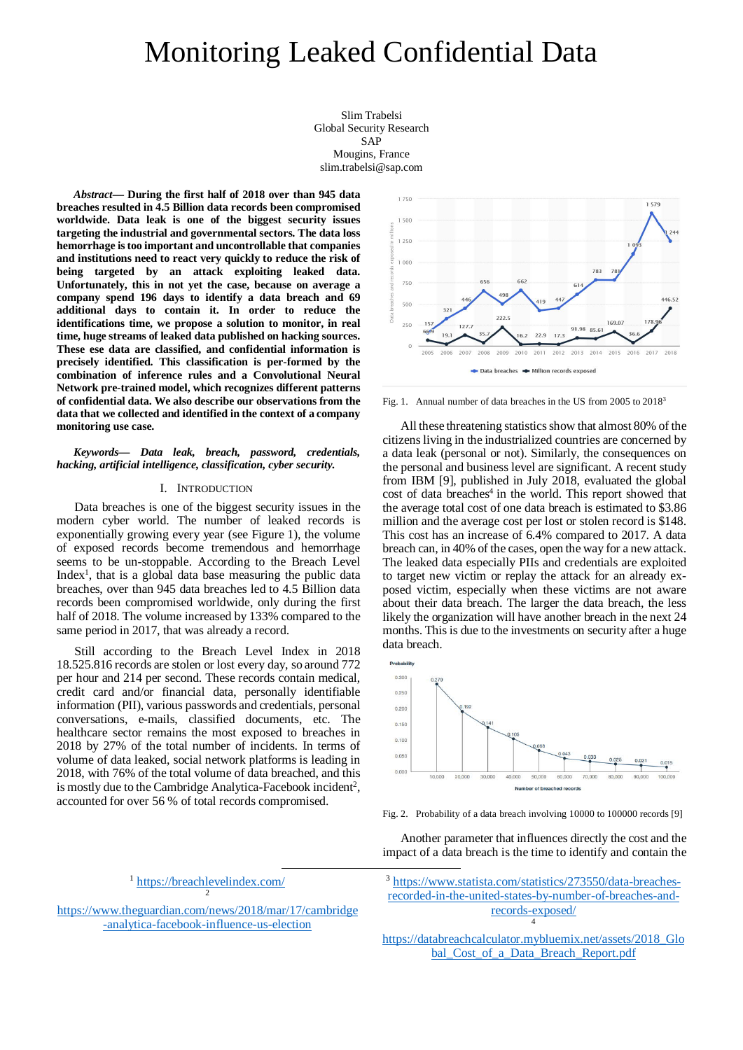# Monitoring Leaked Confidential Data

Slim Trabelsi
Global Security Research
SAP
Mougins, France
slim.trabelsi@sap.com

***Abstract*— During the first half of 2018 over than 945 data breaches resulted in 4.5 Billion data records been compromised worldwide. Data leak is one of the biggest security issues targeting the industrial and governmental sectors. The data loss hemorrhage is too important and uncontrollable that companies and institutions need to react very quickly to reduce the risk of being targeted by an attack exploiting leaked data. Unfortunately, this in not yet the case, because on average a company spend 196 days to identify a data breach and 69 additional days to contain it. In order to reduce the identifications time, we propose a solution to monitor, in real time, huge streams of leaked data published on hacking sources. These ese data are classified, and confidential information is precisely identified. This classification is per-formed by the combination of inference rules and a Convolutional Neural Network pre-trained model, which recognizes different patterns of confidential data. We also describe our observations from the data that we collected and identified in the context of a company monitoring use case.**

***Keywords*— *Data leak, breach, password, credentials, hacking, artificial intelligence, classification, cyber security.***

## I. Introduction

Data breaches is one of the biggest security issues in the modern cyber world. The number of leaked records is exponentially growing every year (see Figure 1), the volume of exposed records become tremendous and hemorrhage seems to be un-stoppable. According to the Breach Level Index[1], that is a global data base measuring the public data breaches, over than 945 data breaches led to 4.5 Billion data records been compromised worldwide, only during the first half of 2018. The volume increased by 133% compared to the same period in 2017, that was already a record.

Still according to the Breach Level Index in 2018 18.525.816 records are stolen or lost every day, so around 772 per hour and 214 per second. These records contain medical, credit card and/or financial data, personally identifiable information (PII), various passwords and credentials, personal conversations, e-mails, classified documents, etc. The healthcare sector remains the most exposed to breaches in 2018 by 27% of the total number of incidents. In terms of volume of data leaked, social network platforms is leading in 2018, with 76% of the total volume of data breached, and this is mostly due to the Cambridge Analytica-Facebook incident[2], accounted for over 56 % of total records compromised.

Fig. 1. Annual number of data breaches in the US from 2005 to 2018[3]

All these threatening statistics show that almost 80% of the citizens living in the industrialized countries are concerned by a data leak (personal or not). Similarly, the consequences on the personal and business level are significant. A recent study from IBM [9], published in July 2018, evaluated the global cost of data breaches[4] in the world. This report showed that the average total cost of one data breach is estimated to $3.86 million and the average cost per lost or stolen record is $148. This cost has an increase of 6.4% compared to 2017. A data breach can, in 40% of the cases, open the way for a new attack. The leaked data especially PIIs and credentials are exploited to target new victim or replay the attack for an already ex-posed victim, especially when these victims are not aware about their data breach. The larger the data breach, the less likely the organization will have another breach in the next 24 months. This is due to the investments on security after a huge data breach.

Fig. 2. Probability of a data breach involving 10000 to 100000 records [9]

Another parameter that influences directly the cost and the impact of a data breach is the time to identify and contain the

---

[1] https://breachlevelindex.com/

[2] https://www.theguardian.com/news/2018/mar/17/cambridge-analytica-facebook-influence-us-election

[3] https://www.statista.com/statistics/273550/data-breaches-recorded-in-the-united-states-by-number-of-breaches-and-records-exposed/

[4] https://databreachcalculator.mybluemix.net/assets/2018_Global_Cost_of_a_Data_Breach_Report.pdf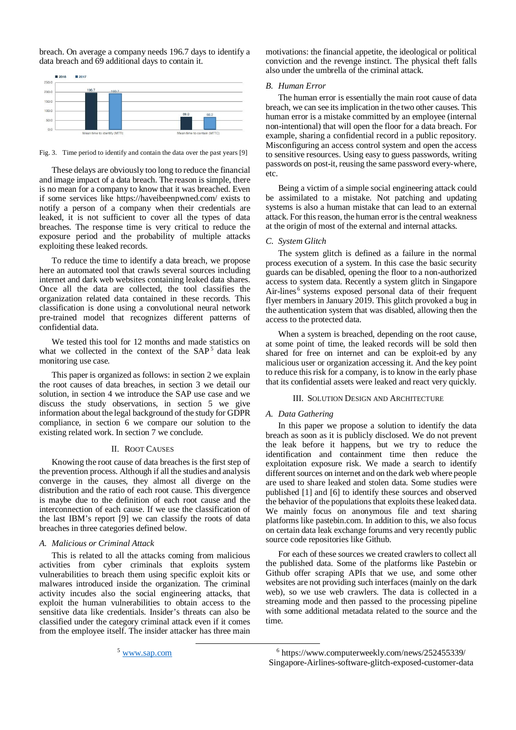breach. On average a company needs 196.7 days to identify a data breach and 69 additional days to contain it.

■ 2018 ■ 2017

250.0
200.0
150.0
100.0
50.0
0.0

196.7
190.7
69.0
66.2

Mean time to identify (MTTI)
Mean time to contain (MTTC)

Fig. 3. Time period to identify and contain the data over the past years [9]

These delays are obviously too long to reduce the financial and image impact of a data breach. The reason is simple, there is no mean for a company to know that it was breached. Even if some services like https://haveibeenpwned.com/ exists to notify a person of a company when their credentials are leaked, it is not sufficient to cover all the types of data breaches. The response time is very critical to reduce the exposure period and the probability of multiple attacks exploiting these leaked records.

To reduce the time to identify a data breach, we propose here an automated tool that crawls several sources including internet and dark web websites containing leaked data shares. Once all the data are collected, the tool classifies the organization related data contained in these records. This classification is done using a convolutional neural network pre-trained model that recognizes different patterns of confidential data.

We tested this tool for 12 months and made statistics on what we collected in the context of the SAP[5] data leak monitoring use case.

This paper is organized as follows: in section 2 we explain the root causes of data breaches, in section 3 we detail our solution, in section 4 we introduce the SAP use case and we discuss the study observations, in section 5 we give information about the legal background of the study for GDPR compliance, in section 6 we compare our solution to the existing related work. In section 7 we conclude.

## II. Root Causes

Knowing the root cause of data breaches is the first step of the prevention process. Although if all the studies and analysis converge in the causes, they almost all diverge on the distribution and the ratio of each root cause. This divergence is maybe due to the definition of each root cause and the interconnection of each cause. If we use the classification of the last IBM's report [9] we can classify the roots of data breaches in three categories defined below.

### A. Malicious or Criminal Attack

This is related to all the attacks coming from malicious activities from cyber criminals that exploits system vulnerabilities to breach them using specific exploit kits or malwares introduced inside the organization. The criminal activity incudes also the social engineering attacks, that exploit the human vulnerabilities to obtain access to the sensitive data like credentials. Insider's threats can also be classified under the category criminal attack even if it comes from the employee itself. The insider attacker has three main motivations: the financial appetite, the ideological or political conviction and the revenge instinct. The physical theft falls also under the umbrella of the criminal attack.

### B. Human Error

The human error is essentially the main root cause of data breach, we can see its implication in the two other causes. This human error is a mistake committed by an employee (internal non-intentional) that will open the floor for a data breach. For example, sharing a confidential record in a public repository. Misconfiguring an access control system and open the access to sensitive resources. Using easy to guess passwords, writing passwords on post-it, reusing the same password every-where, etc.

Being a victim of a simple social engineering attack could be assimilated to a mistake. Not patching and updating systems is also a human mistake that can lead to an external attack. For this reason, the human error is the central weakness at the origin of most of the external and internal attacks.

### C. System Glitch

The system glitch is defined as a failure in the normal process execution of a system. In this case the basic security guards can be disabled, opening the floor to a non-authorized access to system data. Recently a system glitch in Singapore Air-lines[6] systems exposed personal data of their frequent flyer members in January 2019. This glitch provoked a bug in the authentication system that was disabled, allowing then the access to the protected data.

When a system is breached, depending on the root cause, at some point of time, the leaked records will be sold then shared for free on internet and can be exploit-ed by any malicious user or organization accessing it. And the key point to reduce this risk for a company, is to know in the early phase that its confidential assets were leaked and react very quickly.

## III. Solution Design and Architecture

### A. Data Gathering

In this paper we propose a solution to identify the data breach as soon as it is publicly disclosed. We do not prevent the leak before it happens, but we try to reduce the identification and containment time then reduce the exploitation exposure risk. We made a search to identify different sources on internet and on the dark web where people are used to share leaked and stolen data. Some studies were published [1] and [6] to identify these sources and observed the behavior of the populations that exploits these leaked data. We mainly focus on anonymous file and text sharing platforms like pastebin.com. In addition to this, we also focus on certain data leak exchange forums and very recently public source code repositories like Github.

For each of these sources we created crawlers to collect all the published data. Some of the platforms like Pastebin or Github offer scraping APIs that we use, and some other websites are not providing such interfaces (mainly on the dark web), so we use web crawlers. The data is collected in a streaming mode and then passed to the processing pipeline with some additional metadata related to the source and the time.

[5] www.sap.com

[6] https://www.computerweekly.com/news/252455339/Singapore-Airlines-software-glitch-exposed-customer-data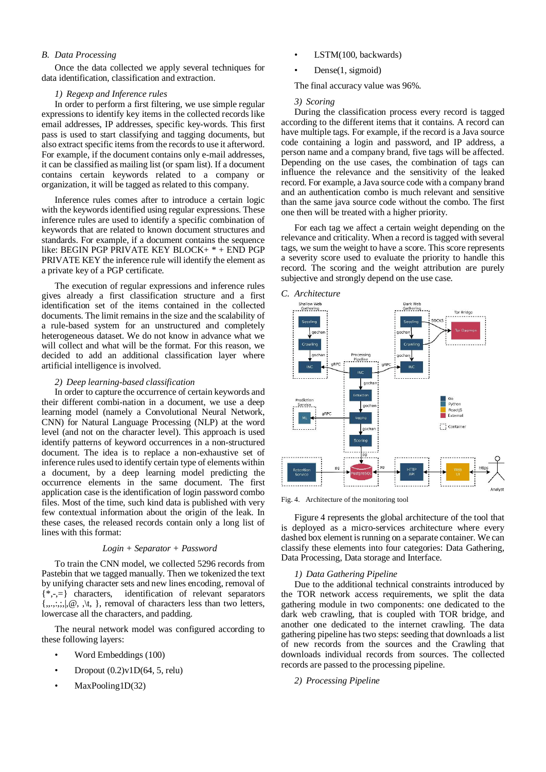### B. Data Processing

Once the data collected we apply several techniques for data identification, classification and extraction.

#### 1) Regexp and Inference rules

In order to perform a first filtering, we use simple regular expressions to identify key items in the collected records like email addresses, IP addresses, specific key-words. This first pass is used to start classifying and tagging documents, but also extract specific items from the records to use it afterword. For example, if the document contains only e-mail addresses, it can be classified as mailing list (or spam list). If a document contains certain keywords related to a company or organization, it will be tagged as related to this company.

Inference rules comes after to introduce a certain logic with the keywords identified using regular expressions. These inference rules are used to identify a specific combination of keywords that are related to known document structures and standards. For example, if a document contains the sequence like: BEGIN PGP PRIVATE KEY BLOCK+ * + END PGP PRIVATE KEY the inference rule will identify the element as a private key of a PGP certificate.

The execution of regular expressions and inference rules gives already a first classification structure and a first identification set of the items contained in the collected documents. The limit remains in the size and the scalability of a rule-based system for an unstructured and completely heterogeneous dataset. We do not know in advance what we will collect and what will be the format. For this reason, we decided to add an additional classification layer where artificial intelligence is involved.

#### 2) Deep learning-based classification

In order to capture the occurrence of certain keywords and their different combi-nation in a document, we use a deep learning model (namely a Convolutional Neural Network, CNN) for Natural Language Processing (NLP) at the word level (and not on the character level). This approach is used identify patterns of keyword occurrences in a non-structured document. The idea is to replace a non-exhaustive set of inference rules used to identify certain type of elements within a document, by a deep learning model predicting the occurrence elements in the same document. The first application case is the identification of login password combo files. Most of the time, such kind data is published with very few contextual information about the origin of the leak. In these cases, the released records contain only a long list of lines with this format:

*Login + Separator + Password*

To train the CNN model, we collected 5296 records from Pastebin that we tagged manually. Then we tokenized the text by unifying character sets and new lines encoding, removal of {*,-,=} characters, identification of relevant separators {,,.,:,;,|,@, ,\t, }, removal of characters less than two letters, lowercase all the characters, and padding.

The neural network model was configured according to these following layers:

- Word Embeddings (100)
- Dropout (0.2)v1D(64, 5, relu)
- MaxPooling1D(32)
- LSTM(100, backwards)
- Dense(1, sigmoid)

The final accuracy value was 96%.

#### 3) Scoring

During the classification process every record is tagged according to the different items that it contains. A record can have multiple tags. For example, if the record is a Java source code containing a login and password, and IP address, a person name and a company brand, five tags will be affected. Depending on the use cases, the combination of tags can influence the relevance and the sensitivity of the leaked record. For example, a Java source code with a company brand and an authentication combo is much relevant and sensitive than the same java source code without the combo. The first one then will be treated with a higher priority.

For each tag we affect a certain weight depending on the relevance and criticality. When a record is tagged with several tags, we sum the weight to have a score. This score represents a severity score used to evaluate the priority to handle this record. The scoring and the weight attribution are purely subjective and strongly depend on the use case.

### C. Architecture

Fig. 4. Architecture of the monitoring tool

Figure 4 represents the global architecture of the tool that is deployed as a micro-services architecture where every dashed box element is running on a separate container. We can classify these elements into four categories: Data Gathering, Data Processing, Data storage and Interface.

#### 1) Data Gathering Pipeline

Due to the additional technical constraints introduced by the TOR network access requirements, we split the data gathering module in two components: one dedicated to the dark web crawling, that is coupled with TOR bridge, and another one dedicated to the internet crawling. The data gathering pipeline has two steps: seeding that downloads a list of new records from the sources and the Crawling that downloads individual records from sources. The collected records are passed to the processing pipeline.

#### 2) Processing Pipeline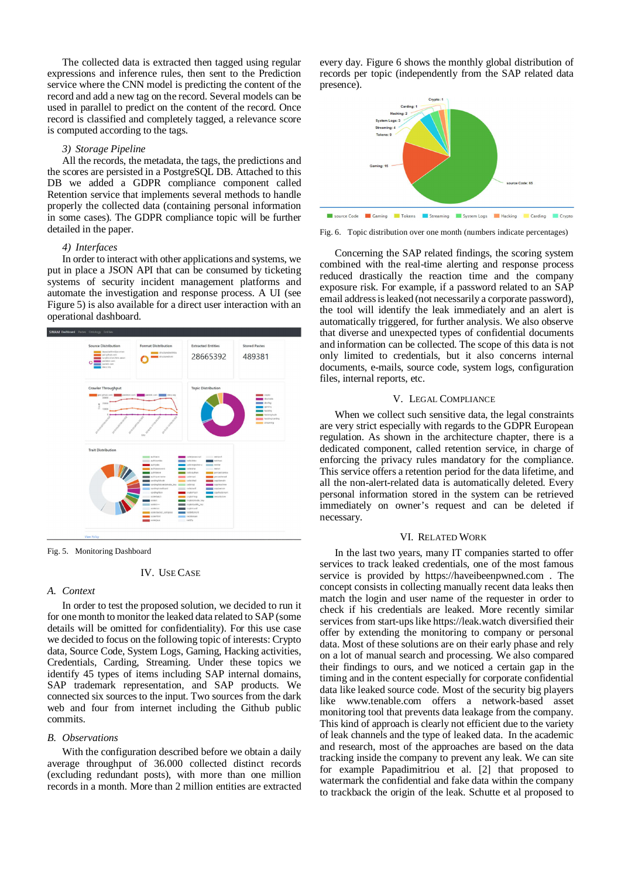The collected data is extracted then tagged using regular expressions and inference rules, then sent to the Prediction service where the CNN model is predicting the content of the record and add a new tag on the record. Several models can be used in parallel to predict on the content of the record. Once record is classified and completely tagged, a relevance score is computed according to the tags.

*3) Storage Pipeline*

All the records, the metadata, the tags, the predictions and the scores are persisted in a PostgreSQL DB. Attached to this DB we added a GDPR compliance component called Retention service that implements several methods to handle properly the collected data (containing personal information in some cases). The GDPR compliance topic will be further detailed in the paper.

*4) Interfaces*

In order to interact with other applications and systems, we put in place a JSON API that can be consumed by ticketing systems of security incident management platforms and automate the investigation and response process. A UI (see Figure 5) is also available for a direct user interaction with an operational dashboard.

Fig. 5. Monitoring Dashboard

## IV. Use Case

### A. Context

In order to test the proposed solution, we decided to run it for one month to monitor the leaked data related to SAP (some details will be omitted for confidentiality). For this use case we decided to focus on the following topic of interests: Crypto data, Source Code, System Logs, Gaming, Hacking activities, Credentials, Carding, Streaming. Under these topics we identify 45 types of items including SAP internal domains, SAP trademark representation, and SAP products. We connected six sources to the input. Two sources from the dark web and four from internet including the Github public commits.

### B. Observations

With the configuration described before we obtain a daily average throughput of 36.000 collected distinct records (excluding redundant posts), with more than one million records in a month. More than 2 million entities are extracted every day. Figure 6 shows the monthly global distribution of records per topic (independently from the SAP related data presence).

Fig. 6. Topic distribution over one month (numbers indicate percentages)

Concerning the SAP related findings, the scoring system combined with the real-time alerting and response process reduced drastically the reaction time and the company exposure risk. For example, if a password related to an SAP email address is leaked (not necessarily a corporate password), the tool will identify the leak immediately and an alert is automatically triggered, for further analysis. We also observe that diverse and unexpected types of confidential documents and information can be collected. The scope of this data is not only limited to credentials, but it also concerns internal documents, e-mails, source code, system logs, configuration files, internal reports, etc.

## V. Legal Compliance

When we collect such sensitive data, the legal constraints are very strict especially with regards to the GDPR European regulation. As shown in the architecture chapter, there is a dedicated component, called retention service, in charge of enforcing the privacy rules mandatory for the compliance. This service offers a retention period for the data lifetime, and all the non-alert-related data is automatically deleted. Every personal information stored in the system can be retrieved immediately on owner's request and can be deleted if necessary.

## VI. Related Work

In the last two years, many IT companies started to offer services to track leaked credentials, one of the most famous service is provided by https://haveibeenpwned.com . The concept consists in collecting manually recent data leaks then match the login and user name of the requester in order to check if his credentials are leaked. More recently similar services from start-ups like https://leak.watch diversified their offer by extending the monitoring to company or personal data. Most of these solutions are on their early phase and rely on a lot of manual search and processing. We also compared their findings to ours, and we noticed a certain gap in the timing and in the content especially for corporate confidential data like leaked source code. Most of the security big players like www.tenable.com offers a network-based asset monitoring tool that prevents data leakage from the company. This kind of approach is clearly not efficient due to the variety of leak channels and the type of leaked data. In the academic and research, most of the approaches are based on the data tracking inside the company to prevent any leak. We can site for example Papadimitriou et al. [2] that proposed to watermark the confidential and fake data within the company to trackback the origin of the leak. Schutte et al proposed to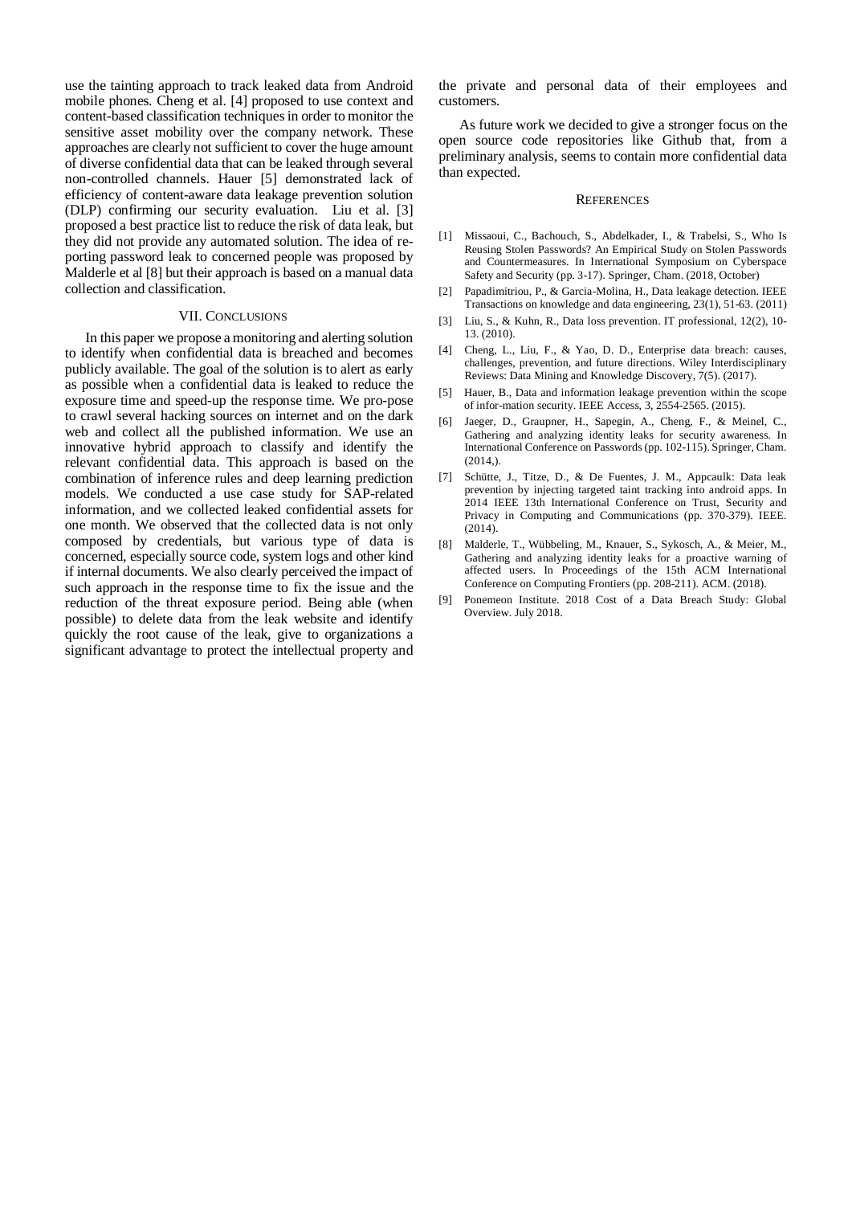use the tainting approach to track leaked data from Android mobile phones. Cheng et al. [4] proposed to use context and content-based classification techniques in order to monitor the sensitive asset mobility over the company network. These approaches are clearly not sufficient to cover the huge amount of diverse confidential data that can be leaked through several non-controlled channels. Hauer [5] demonstrated lack of efficiency of content-aware data leakage prevention solution (DLP) confirming our security evaluation. Liu et al. [3] proposed a best practice list to reduce the risk of data leak, but they did not provide any automated solution. The idea of re-porting password leak to concerned people was proposed by Malderle et al [8] but their approach is based on a manual data collection and classification.

## VII. Conclusions

In this paper we propose a monitoring and alerting solution to identify when confidential data is breached and becomes publicly available. The goal of the solution is to alert as early as possible when a confidential data is leaked to reduce the exposure time and speed-up the response time. We pro-pose to crawl several hacking sources on internet and on the dark web and collect all the published information. We use an innovative hybrid approach to classify and identify the relevant confidential data. This approach is based on the combination of inference rules and deep learning prediction models. We conducted a use case study for SAP-related information, and we collected leaked confidential assets for one month. We observed that the collected data is not only composed by credentials, but various type of data is concerned, especially source code, system logs and other kind if internal documents. We also clearly perceived the impact of such approach in the response time to fix the issue and the reduction of the threat exposure period. Being able (when possible) to delete data from the leak website and identify quickly the root cause of the leak, give to organizations a significant advantage to protect the intellectual property and the private and personal data of their employees and customers.

As future work we decided to give a stronger focus on the open source code repositories like Github that, from a preliminary analysis, seems to contain more confidential data than expected.

## References

[1] Missaoui, C., Bachouch, S., Abdelkader, I., & Trabelsi, S., Who Is Reusing Stolen Passwords? An Empirical Study on Stolen Passwords and Countermeasures. In International Symposium on Cyberspace Safety and Security (pp. 3-17). Springer, Cham. (2018, October)

[2] Papadimitriou, P., & Garcia-Molina, H., Data leakage detection. IEEE Transactions on knowledge and data engineering, 23(1), 51-63. (2011)

[3] Liu, S., & Kuhn, R., Data loss prevention. IT professional, 12(2), 10-13. (2010).

[4] Cheng, L., Liu, F., & Yao, D. D., Enterprise data breach: causes, challenges, prevention, and future directions. Wiley Interdisciplinary Reviews: Data Mining and Knowledge Discovery, 7(5). (2017).

[5] Hauer, B., Data and information leakage prevention within the scope of infor-mation security. IEEE Access, 3, 2554-2565. (2015).

[6] Jaeger, D., Graupner, H., Sapegin, A., Cheng, F., & Meinel, C., Gathering and analyzing identity leaks for security awareness. In International Conference on Passwords (pp. 102-115). Springer, Cham. (2014,).

[7] Schütte, J., Titze, D., & De Fuentes, J. M., Appcaulk: Data leak prevention by injecting targeted taint tracking into android apps. In 2014 IEEE 13th International Conference on Trust, Security and Privacy in Computing and Communications (pp. 370-379). IEEE. (2014).

[8] Malderle, T., Wübbeling, M., Knauer, S., Sykosch, A., & Meier, M., Gathering and analyzing identity leaks for a proactive warning of affected users. In Proceedings of the 15th ACM International Conference on Computing Frontiers (pp. 208-211). ACM. (2018).

[9] Ponemeon Institute. 2018 Cost of a Data Breach Study: Global Overview. July 2018.